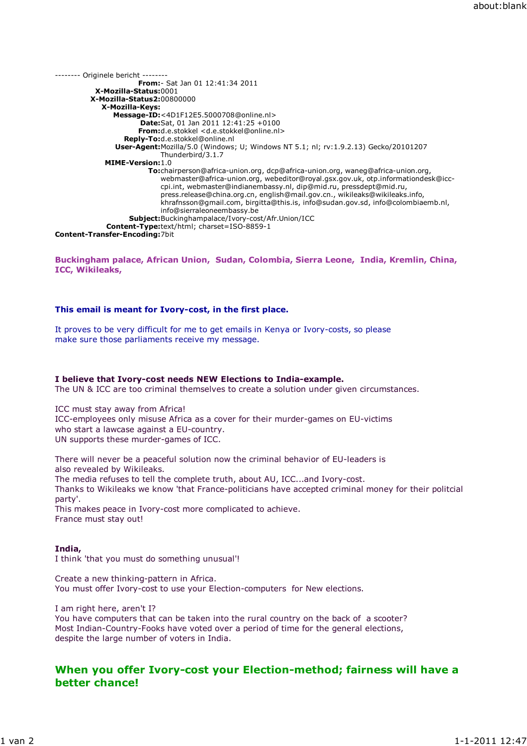-------- Originele bericht --------

**From:**- Sat Jan 01 12:41:34 2011
**X-Mozilla-Status:**0001
**X-Mozilla-Status2:**00800000
**X-Mozilla-Keys:**
**Message-ID:**<4D1F12E5.5000708@online.nl>
**Date:**Sat, 01 Jan 2011 12:41:25 +0100
**From:**d.e.stokkel <d.e.stokkel@online.nl>
**Reply-To:**d.e.stokkel@online.nl
**User-Agent:**Mozilla/5.0 (Windows; U; Windows NT 5.1; nl; rv:1.9.2.13) Gecko/20101207 Thunderbird/3.1.7
**MIME-Version:**1.0
**To:**chairperson@africa-union.org, dcp@africa-union.org, waneg@africa-union.org, webmaster@africa-union.org, webeditor@royal.gsx.gov.uk, otp.informationdesk@icc-cpi.int, webmaster@indianembassy.nl, dip@mid.ru, pressdept@mid.ru, press.release@china.org.cn, english@mail.gov.cn., wikileaks@wikileaks.info, khrafnsson@gmail.com, birgitta@this.is, info@sudan.gov.sd, info@colombiaemb.nl, info@sierraleoneembassy.be
**Subject:**Buckinghampalace/Ivory-cost/Afr.Union/ICC
**Content-Type:**text/html; charset=ISO-8859-1
**Content-Transfer-Encoding:**7bit

**Buckingham palace, African Union, Sudan, Colombia, Sierra Leone, India, Kremlin, China, ICC, Wikileaks,**

**This email is meant for Ivory-cost, in the first place.**

It proves to be very difficult for me to get emails in Kenya or Ivory-costs, so please make sure those parliaments receive my message.

**I believe that Ivory-cost needs NEW Elections to India-example.**
The UN & ICC are too criminal themselves to create a solution under given circumstances.

ICC must stay away from Africa!
ICC-employees only misuse Africa as a cover for their murder-games on EU-victims who start a lawcase against a EU-country.
UN supports these murder-games of ICC.

There will never be a peaceful solution now the criminal behavior of EU-leaders is also revealed by Wikileaks.
The media refuses to tell the complete truth, about AU, ICC...and Ivory-cost.
Thanks to Wikileaks we know 'that France-politicians have accepted criminal money for their politcial party'.
This makes peace in Ivory-cost more complicated to achieve.
France must stay out!

**India,**
I think 'that you must do something unusual'!

Create a new thinking-pattern in Africa.
You must offer Ivory-cost to use your Election-computers for New elections.

I am right here, aren't I?
You have computers that can be taken into the rural country on the back of a scooter?
Most Indian-Country-Fooks have voted over a period of time for the general elections, despite the large number of voters in India.

## When you offer Ivory-cost your Election-method; fairness will have a better chance!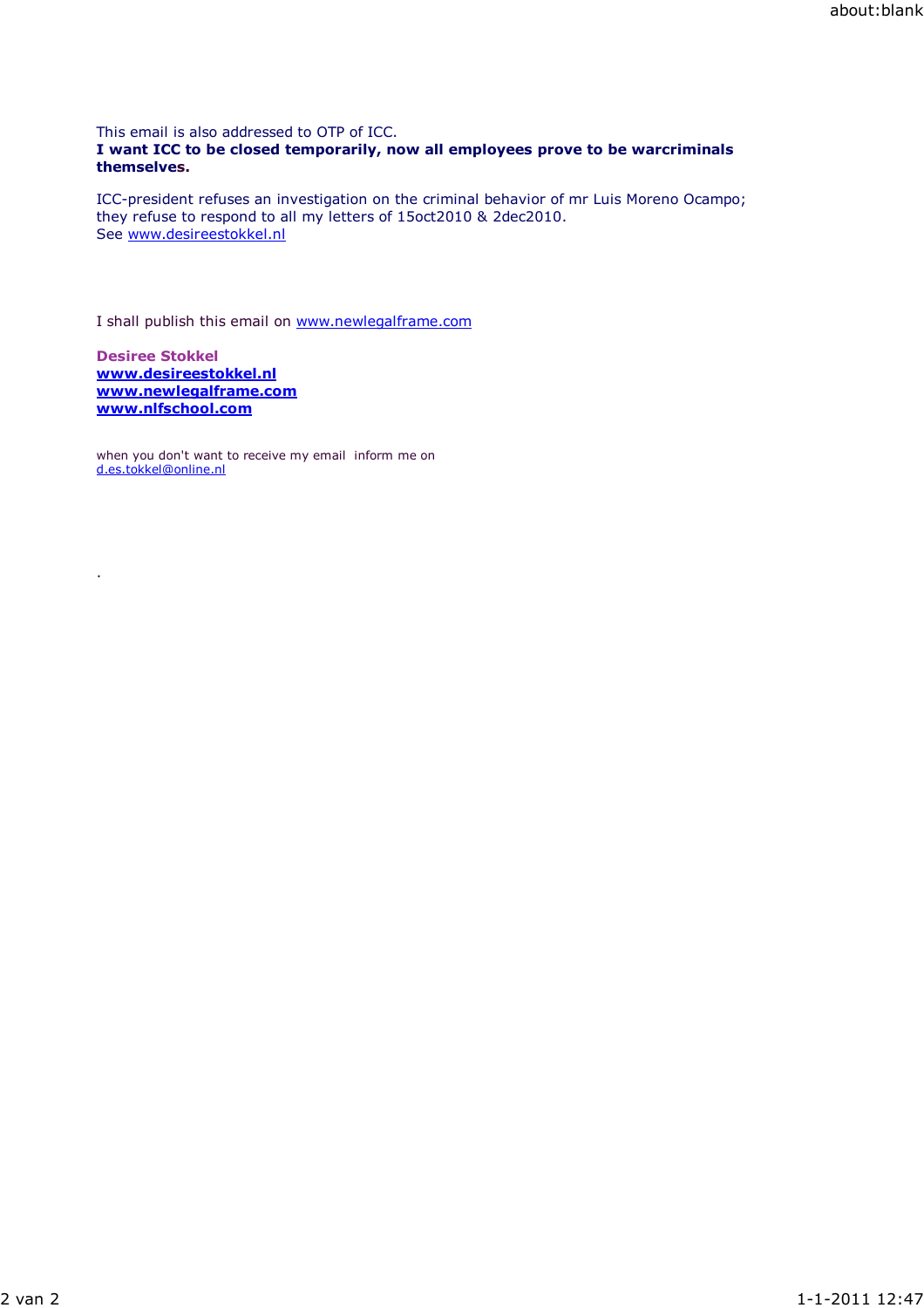This email is also addressed to OTP of ICC.
**I want ICC to be closed temporarily, now all employees prove to be warcriminals themselves.**

ICC-president refuses an investigation on the criminal behavior of mr Luis Moreno Ocampo; they refuse to respond to all my letters of 15oct2010 & 2dec2010.
See www.desireestokkel.nl

I shall publish this email on www.newlegalframe.com

**Desiree Stokkel**
**www.desireestokkel.nl**
**www.newlegalframe.com**
**www.nlfschool.com**

when you don't want to receive my email inform me on d.es.tokkel@online.nl

.